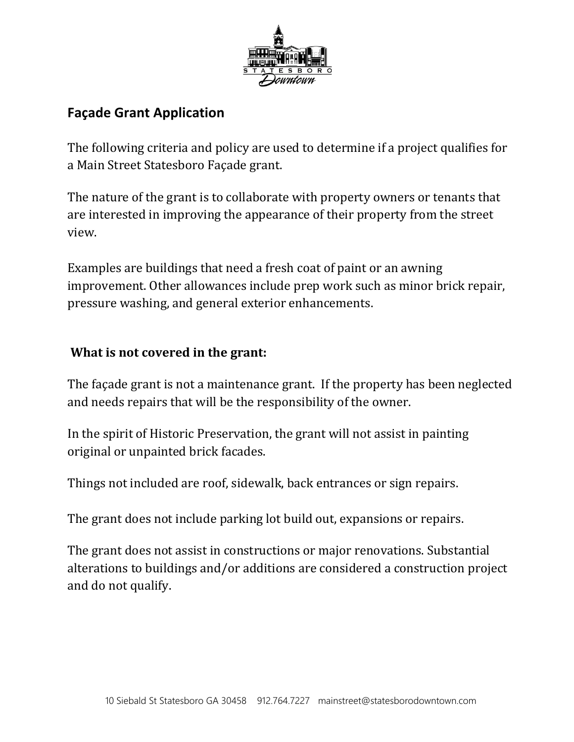## Façade Grant Application

The following criteria and policy are used to determine if a project qualifies for a Main Street Statesboro Façade grant.

The nature of the grant is to collaborate with property owners or tenants that are interested in improving the appearance of their property from the street view.

Examples are buildings that need a fresh coat of paint or an awning improvement. Other allowances include prep work such as minor brick repair, pressure washing, and general exterior enhancements.

**What is not covered in the grant:**

The façade grant is not a maintenance grant. If the property has been neglected and needs repairs that will be the responsibility of the owner.

In the spirit of Historic Preservation, the grant will not assist in painting original or unpainted brick facades.

Things not included are roof, sidewalk, back entrances or sign repairs.

The grant does not include parking lot build out, expansions or repairs.

The grant does not assist in constructions or major renovations. Substantial alterations to buildings and/or additions are considered a construction project and do not qualify.

10 Siebald St Statesboro GA 30458 912.764.7227 mainstreet@statesborodowntown.com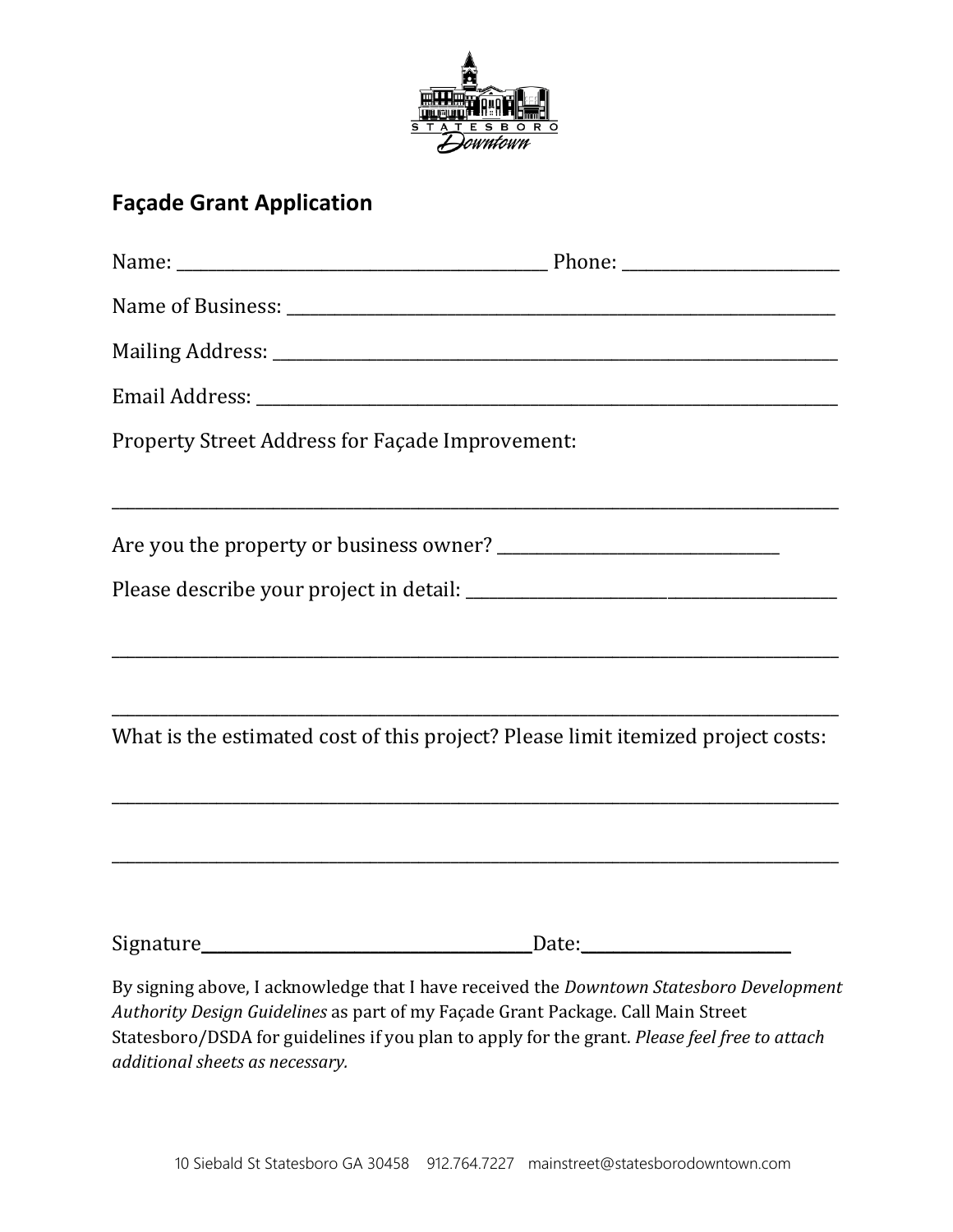STATESBORO Downtown

## Façade Grant Application

Name: ____________________________________________ Phone: _________________________

Name of Business: ____________________________________________________________________

Mailing Address: _____________________________________________________________________

Email Address: _______________________________________________________________________

Property Street Address for Façade Improvement:

_____________________________________________________________________________________

Are you the property or business owner? _________________________________

Please describe your project in detail: _____________________________________________

_____________________________________________________________________________________

_____________________________________________________________________________________

What is the estimated cost of this project? Please limit itemized project costs:

_____________________________________________________________________________________

_____________________________________________________________________________________

Signature_______________________________________Date:________________________

By signing above, I acknowledge that I have received the *Downtown Statesboro Development Authority Design Guidelines* as part of my Façade Grant Package. Call Main Street Statesboro/DSDA for guidelines if you plan to apply for the grant. *Please feel free to attach additional sheets as necessary.*

10 Siebald St Statesboro GA 30458 912.764.7227 mainstreet@statesborodowntown.com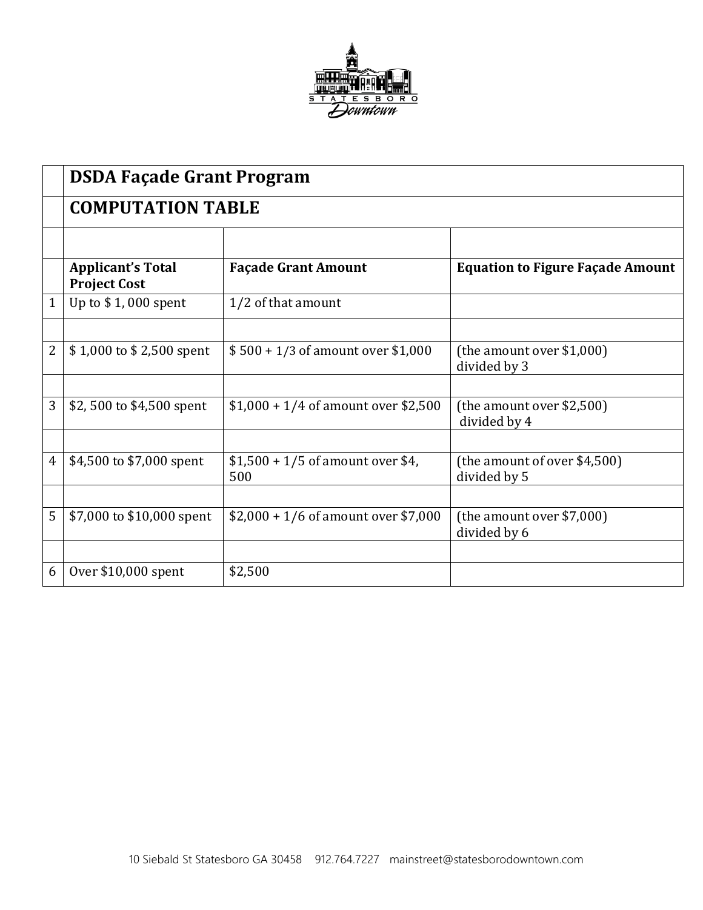| | DSDA Façade Grant Program | | |
|---|---|---|---|
| | **COMPUTATION TABLE** | | |
| | | | |
| | **Applicant's Total Project Cost** | **Façade Grant Amount** | **Equation to Figure Façade Amount** |
| 1 | Up to $ 1, 000 spent | 1/2 of that amount | |
| | | | |
| 2 | $ 1,000 to $ 2,500 spent | $ 500 + 1/3 of amount over $1,000 | (the amount over $1,000) divided by 3 |
| | | | |
| 3 | $2, 500 to $4,500 spent | $1,000 + 1/4 of amount over $2,500 | (the amount over $2,500) divided by 4 |
| | | | |
| 4 | $4,500 to $7,000 spent | $1,500 + 1/5 of amount over $4, 500 | (the amount of over $4,500) divided by 5 |
| | | | |
| 5 | $7,000 to $10,000 spent | $2,000 + 1/6 of amount over $7,000 | (the amount over $7,000) divided by 6 |
| | | | |
| 6 | Over $10,000 spent | $2,500 | |

10 Siebald St Statesboro GA 30458 912.764.7227 mainstreet@statesborodowntown.com